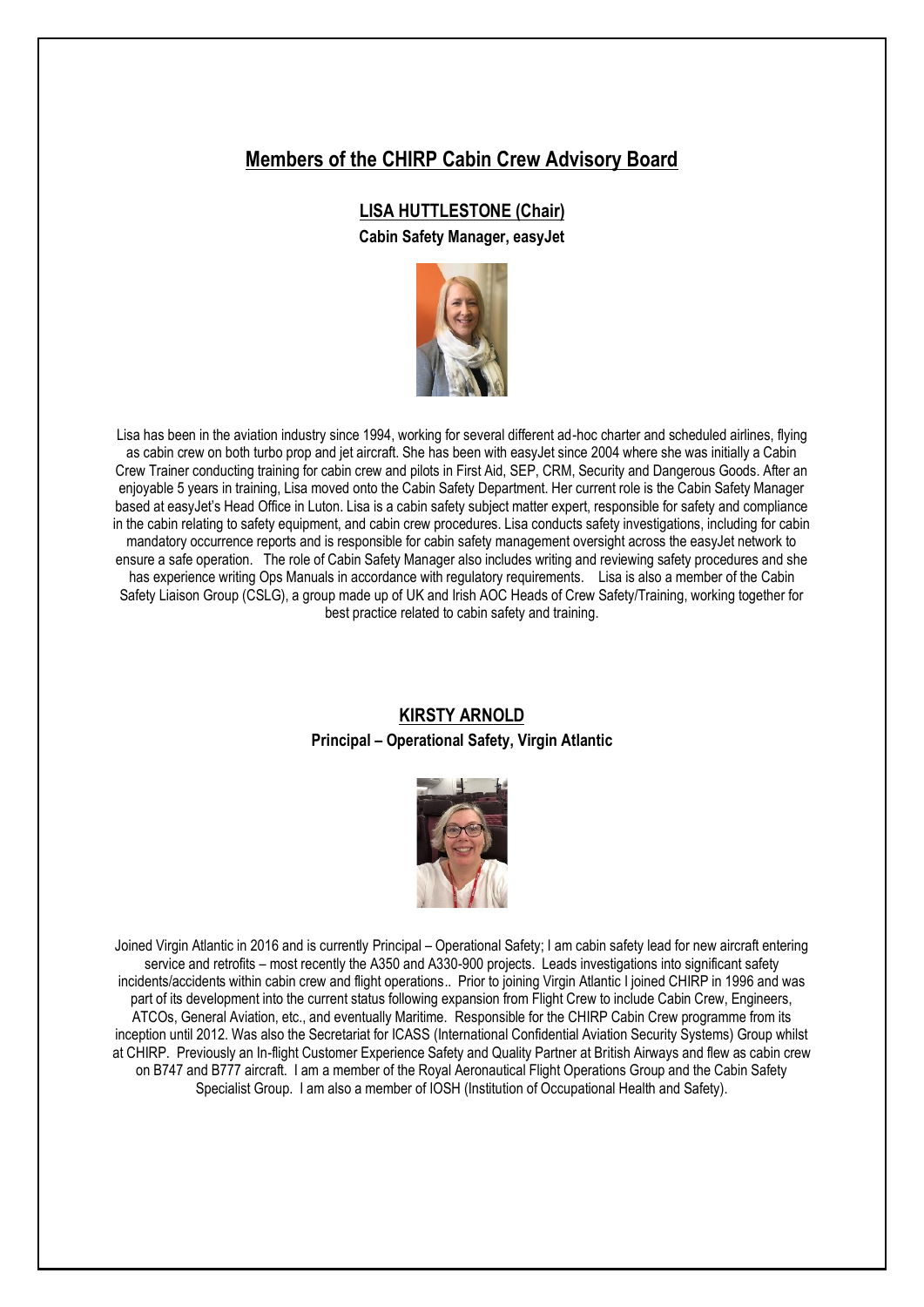# Members of the CHIRP Cabin Crew Advisory Board

## LISA HUTTLESTONE (Chair)

**Cabin Safety Manager, easyJet**

Lisa has been in the aviation industry since 1994, working for several different ad-hoc charter and scheduled airlines, flying as cabin crew on both turbo prop and jet aircraft. She has been with easyJet since 2004 where she was initially a Cabin Crew Trainer conducting training for cabin crew and pilots in First Aid, SEP, CRM, Security and Dangerous Goods. After an enjoyable 5 years in training, Lisa moved onto the Cabin Safety Department. Her current role is the Cabin Safety Manager based at easyJet's Head Office in Luton. Lisa is a cabin safety subject matter expert, responsible for safety and compliance in the cabin relating to safety equipment, and cabin crew procedures. Lisa conducts safety investigations, including for cabin mandatory occurrence reports and is responsible for cabin safety management oversight across the easyJet network to ensure a safe operation. The role of Cabin Safety Manager also includes writing and reviewing safety procedures and she has experience writing Ops Manuals in accordance with regulatory requirements. Lisa is also a member of the Cabin Safety Liaison Group (CSLG), a group made up of UK and Irish AOC Heads of Crew Safety/Training, working together for best practice related to cabin safety and training.

## KIRSTY ARNOLD

**Principal – Operational Safety, Virgin Atlantic**

Joined Virgin Atlantic in 2016 and is currently Principal – Operational Safety; I am cabin safety lead for new aircraft entering service and retrofits – most recently the A350 and A330-900 projects. Leads investigations into significant safety incidents/accidents within cabin crew and flight operations.. Prior to joining Virgin Atlantic I joined CHIRP in 1996 and was part of its development into the current status following expansion from Flight Crew to include Cabin Crew, Engineers, ATCOs, General Aviation, etc., and eventually Maritime. Responsible for the CHIRP Cabin Crew programme from its inception until 2012. Was also the Secretariat for ICASS (International Confidential Aviation Security Systems) Group whilst at CHIRP. Previously an In-flight Customer Experience Safety and Quality Partner at British Airways and flew as cabin crew on B747 and B777 aircraft. I am a member of the Royal Aeronautical Flight Operations Group and the Cabin Safety Specialist Group. I am also a member of IOSH (Institution of Occupational Health and Safety).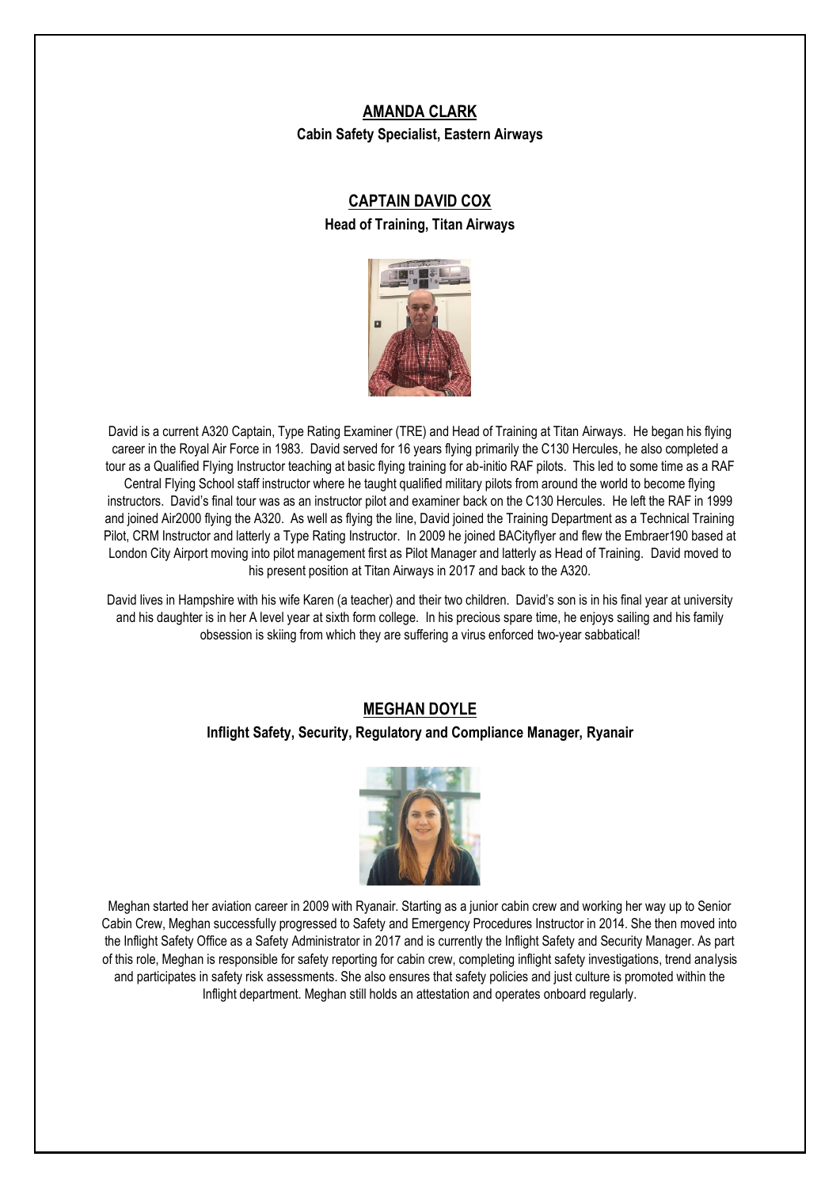## AMANDA CLARK

**Cabin Safety Specialist, Eastern Airways**

## CAPTAIN DAVID COX

**Head of Training, Titan Airways**

David is a current A320 Captain, Type Rating Examiner (TRE) and Head of Training at Titan Airways. He began his flying career in the Royal Air Force in 1983. David served for 16 years flying primarily the C130 Hercules, he also completed a tour as a Qualified Flying Instructor teaching at basic flying training for ab-initio RAF pilots. This led to some time as a RAF Central Flying School staff instructor where he taught qualified military pilots from around the world to become flying instructors. David's final tour was as an instructor pilot and examiner back on the C130 Hercules. He left the RAF in 1999 and joined Air2000 flying the A320. As well as flying the line, David joined the Training Department as a Technical Training Pilot, CRM Instructor and latterly a Type Rating Instructor. In 2009 he joined BACityflyer and flew the Embraer190 based at London City Airport moving into pilot management first as Pilot Manager and latterly as Head of Training. David moved to his present position at Titan Airways in 2017 and back to the A320.

David lives in Hampshire with his wife Karen (a teacher) and their two children. David's son is in his final year at university and his daughter is in her A level year at sixth form college. In his precious spare time, he enjoys sailing and his family obsession is skiing from which they are suffering a virus enforced two-year sabbatical!

## MEGHAN DOYLE

**Inflight Safety, Security, Regulatory and Compliance Manager, Ryanair**

Meghan started her aviation career in 2009 with Ryanair. Starting as a junior cabin crew and working her way up to Senior Cabin Crew, Meghan successfully progressed to Safety and Emergency Procedures Instructor in 2014. She then moved into the Inflight Safety Office as a Safety Administrator in 2017 and is currently the Inflight Safety and Security Manager. As part of this role, Meghan is responsible for safety reporting for cabin crew, completing inflight safety investigations, trend analysis and participates in safety risk assessments. She also ensures that safety policies and just culture is promoted within the Inflight department. Meghan still holds an attestation and operates onboard regularly.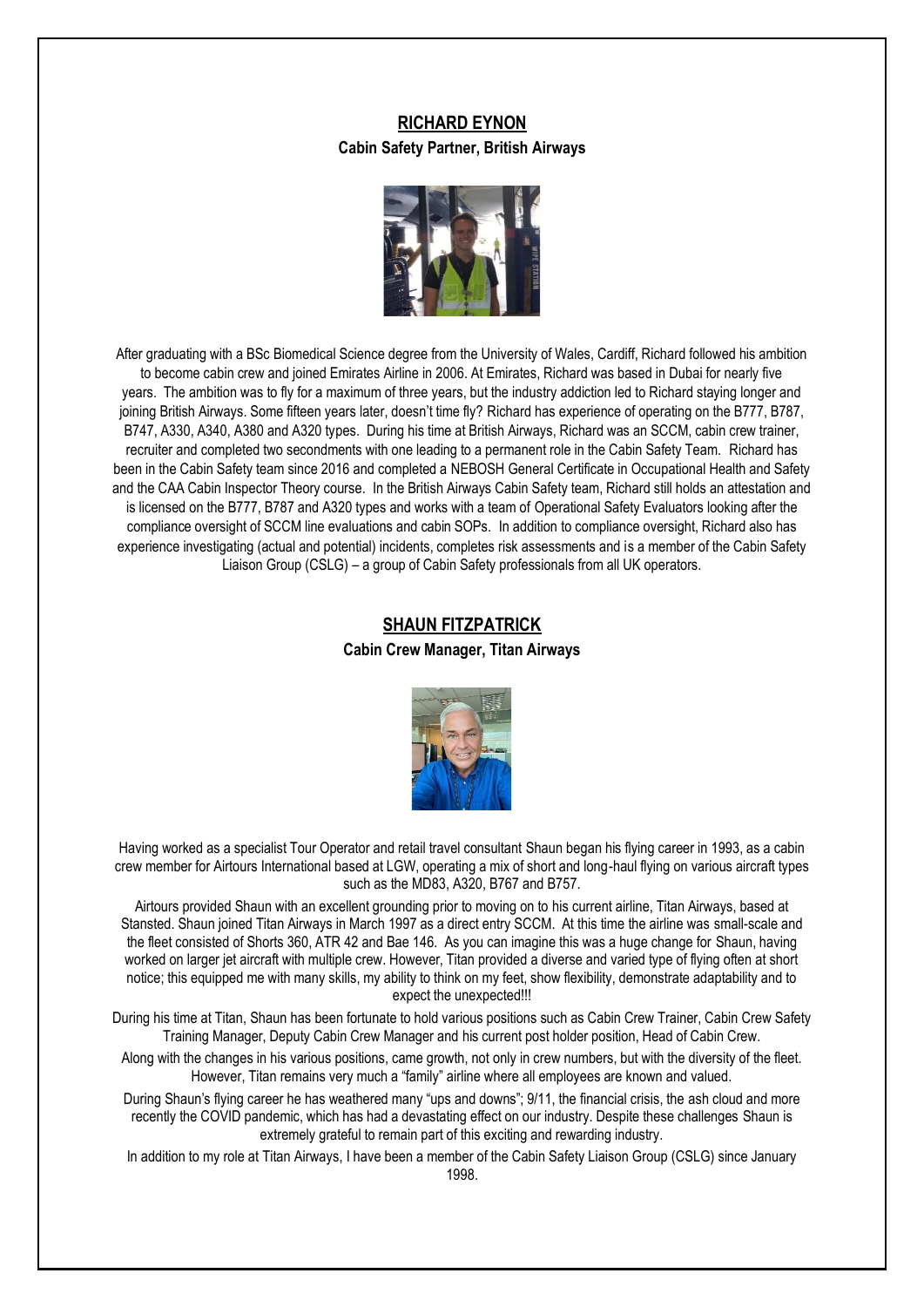## RICHARD EYNON

**Cabin Safety Partner, British Airways**

After graduating with a BSc Biomedical Science degree from the University of Wales, Cardiff, Richard followed his ambition to become cabin crew and joined Emirates Airline in 2006. At Emirates, Richard was based in Dubai for nearly five years. The ambition was to fly for a maximum of three years, but the industry addiction led to Richard staying longer and joining British Airways. Some fifteen years later, doesn't time fly? Richard has experience of operating on the B777, B787, B747, A330, A340, A380 and A320 types. During his time at British Airways, Richard was an SCCM, cabin crew trainer, recruiter and completed two secondments with one leading to a permanent role in the Cabin Safety Team. Richard has been in the Cabin Safety team since 2016 and completed a NEBOSH General Certificate in Occupational Health and Safety and the CAA Cabin Inspector Theory course. In the British Airways Cabin Safety team, Richard still holds an attestation and is licensed on the B777, B787 and A320 types and works with a team of Operational Safety Evaluators looking after the compliance oversight of SCCM line evaluations and cabin SOPs. In addition to compliance oversight, Richard also has experience investigating (actual and potential) incidents, completes risk assessments and is a member of the Cabin Safety Liaison Group (CSLG) – a group of Cabin Safety professionals from all UK operators.

## SHAUN FITZPATRICK

**Cabin Crew Manager, Titan Airways**

Having worked as a specialist Tour Operator and retail travel consultant Shaun began his flying career in 1993, as a cabin crew member for Airtours International based at LGW, operating a mix of short and long-haul flying on various aircraft types such as the MD83, A320, B767 and B757.

Airtours provided Shaun with an excellent grounding prior to moving on to his current airline, Titan Airways, based at Stansted. Shaun joined Titan Airways in March 1997 as a direct entry SCCM. At this time the airline was small-scale and the fleet consisted of Shorts 360, ATR 42 and Bae 146. As you can imagine this was a huge change for Shaun, having worked on larger jet aircraft with multiple crew. However, Titan provided a diverse and varied type of flying often at short notice; this equipped me with many skills, my ability to think on my feet, show flexibility, demonstrate adaptability and to expect the unexpected!!!

During his time at Titan, Shaun has been fortunate to hold various positions such as Cabin Crew Trainer, Cabin Crew Safety Training Manager, Deputy Cabin Crew Manager and his current post holder position, Head of Cabin Crew.

Along with the changes in his various positions, came growth, not only in crew numbers, but with the diversity of the fleet. However, Titan remains very much a "family" airline where all employees are known and valued.

During Shaun's flying career he has weathered many "ups and downs"; 9/11, the financial crisis, the ash cloud and more recently the COVID pandemic, which has had a devastating effect on our industry. Despite these challenges Shaun is extremely grateful to remain part of this exciting and rewarding industry.

In addition to my role at Titan Airways, I have been a member of the Cabin Safety Liaison Group (CSLG) since January 1998.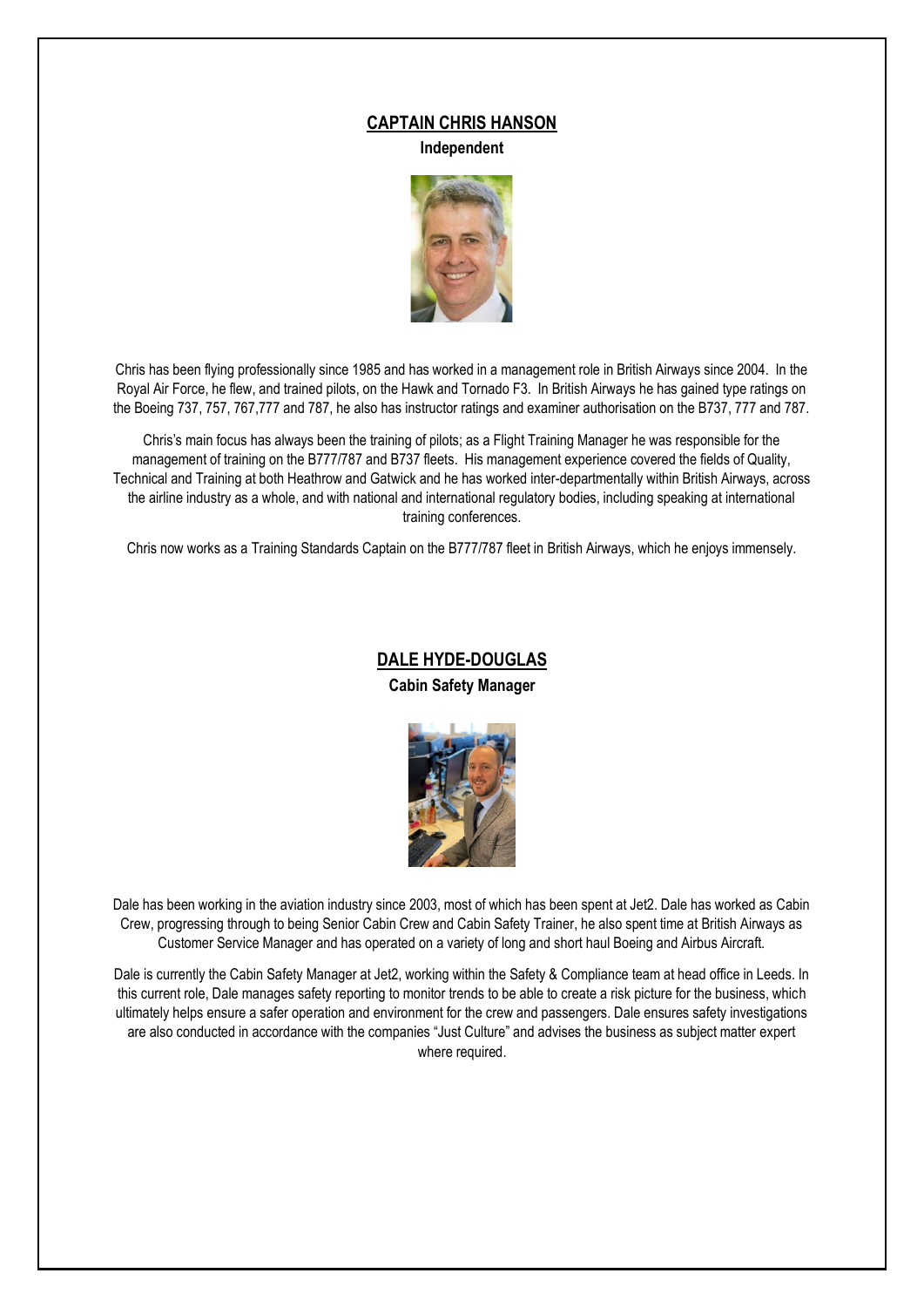## CAPTAIN CHRIS HANSON

**Independent**

Chris has been flying professionally since 1985 and has worked in a management role in British Airways since 2004. In the Royal Air Force, he flew, and trained pilots, on the Hawk and Tornado F3. In British Airways he has gained type ratings on the Boeing 737, 757, 767,777 and 787, he also has instructor ratings and examiner authorisation on the B737, 777 and 787.

Chris's main focus has always been the training of pilots; as a Flight Training Manager he was responsible for the management of training on the B777/787 and B737 fleets. His management experience covered the fields of Quality, Technical and Training at both Heathrow and Gatwick and he has worked inter-departmentally within British Airways, across the airline industry as a whole, and with national and international regulatory bodies, including speaking at international training conferences.

Chris now works as a Training Standards Captain on the B777/787 fleet in British Airways, which he enjoys immensely.

## DALE HYDE-DOUGLAS

**Cabin Safety Manager**

Dale has been working in the aviation industry since 2003, most of which has been spent at Jet2. Dale has worked as Cabin Crew, progressing through to being Senior Cabin Crew and Cabin Safety Trainer, he also spent time at British Airways as Customer Service Manager and has operated on a variety of long and short haul Boeing and Airbus Aircraft.

Dale is currently the Cabin Safety Manager at Jet2, working within the Safety & Compliance team at head office in Leeds. In this current role, Dale manages safety reporting to monitor trends to be able to create a risk picture for the business, which ultimately helps ensure a safer operation and environment for the crew and passengers. Dale ensures safety investigations are also conducted in accordance with the companies "Just Culture" and advises the business as subject matter expert where required.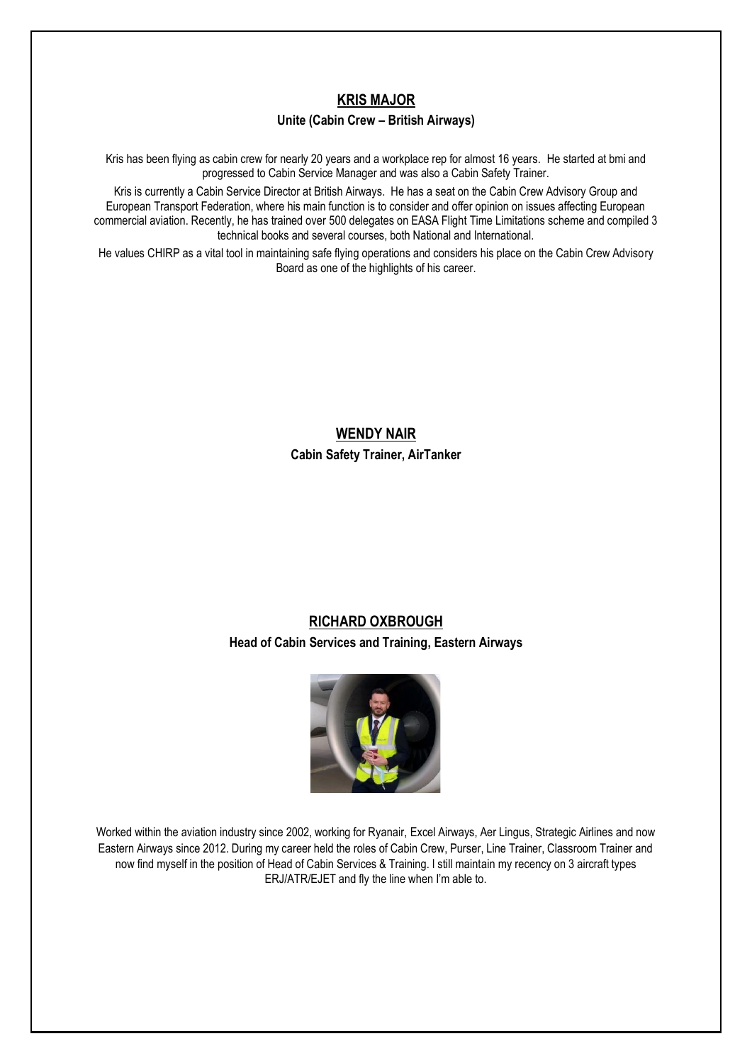## KRIS MAJOR

**Unite (Cabin Crew – British Airways)**

Kris has been flying as cabin crew for nearly 20 years and a workplace rep for almost 16 years. He started at bmi and progressed to Cabin Service Manager and was also a Cabin Safety Trainer.

Kris is currently a Cabin Service Director at British Airways. He has a seat on the Cabin Crew Advisory Group and European Transport Federation, where his main function is to consider and offer opinion on issues affecting European commercial aviation. Recently, he has trained over 500 delegates on EASA Flight Time Limitations scheme and compiled 3 technical books and several courses, both National and International.

He values CHIRP as a vital tool in maintaining safe flying operations and considers his place on the Cabin Crew Advisory Board as one of the highlights of his career.

## WENDY NAIR

**Cabin Safety Trainer, AirTanker**

## RICHARD OXBROUGH

**Head of Cabin Services and Training, Eastern Airways**

Worked within the aviation industry since 2002, working for Ryanair, Excel Airways, Aer Lingus, Strategic Airlines and now Eastern Airways since 2012. During my career held the roles of Cabin Crew, Purser, Line Trainer, Classroom Trainer and now find myself in the position of Head of Cabin Services & Training. I still maintain my recency on 3 aircraft types ERJ/ATR/EJET and fly the line when I'm able to.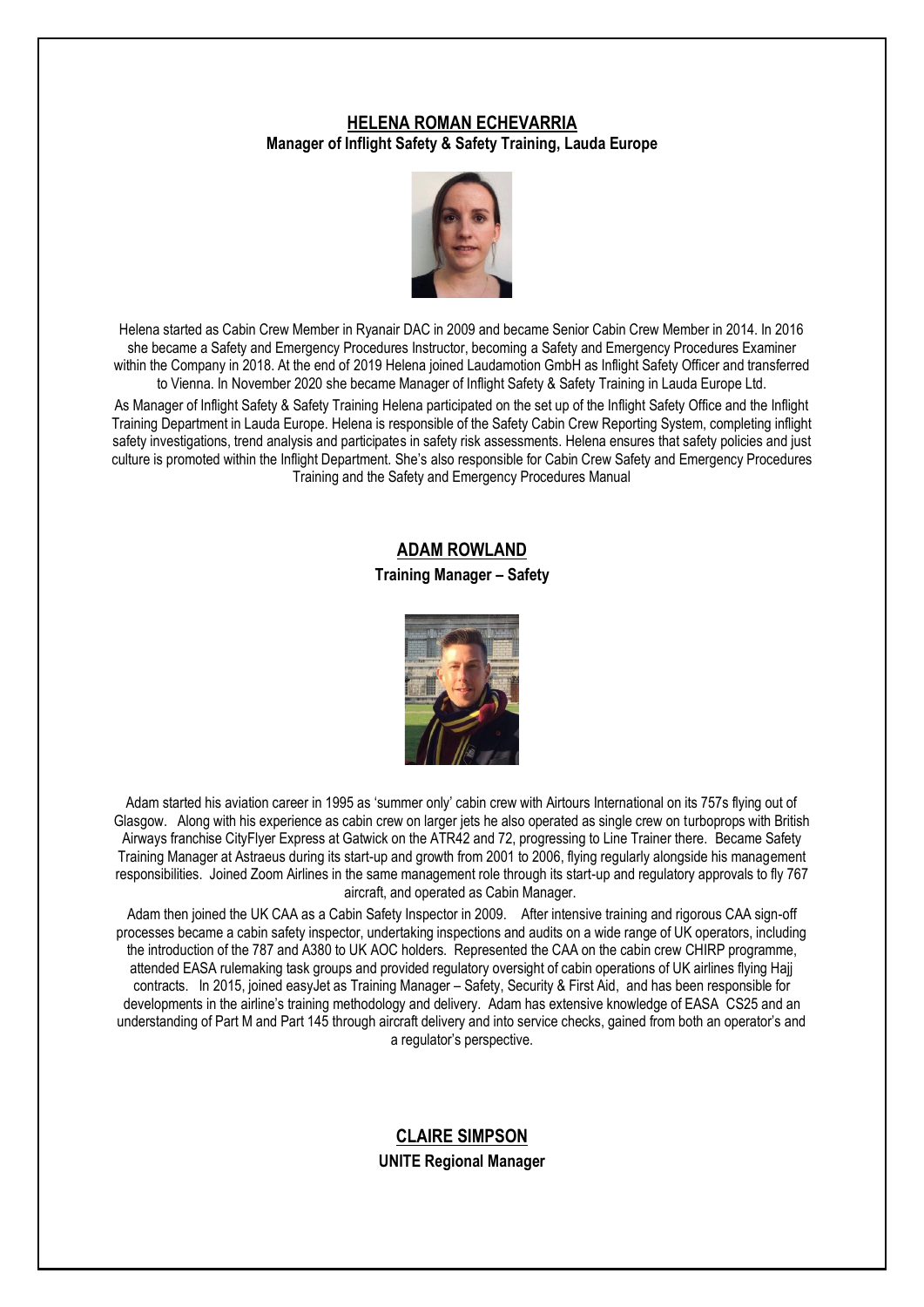## HELENA ROMAN ECHEVARRIA

**Manager of Inflight Safety & Safety Training, Lauda Europe**

Helena started as Cabin Crew Member in Ryanair DAC in 2009 and became Senior Cabin Crew Member in 2014. In 2016 she became a Safety and Emergency Procedures Instructor, becoming a Safety and Emergency Procedures Examiner within the Company in 2018. At the end of 2019 Helena joined Laudamotion GmbH as Inflight Safety Officer and transferred to Vienna. In November 2020 she became Manager of Inflight Safety & Safety Training in Lauda Europe Ltd.

As Manager of Inflight Safety & Safety Training Helena participated on the set up of the Inflight Safety Office and the Inflight Training Department in Lauda Europe. Helena is responsible of the Safety Cabin Crew Reporting System, completing inflight safety investigations, trend analysis and participates in safety risk assessments. Helena ensures that safety policies and just culture is promoted within the Inflight Department. She's also responsible for Cabin Crew Safety and Emergency Procedures Training and the Safety and Emergency Procedures Manual

## ADAM ROWLAND

**Training Manager – Safety**

Adam started his aviation career in 1995 as 'summer only' cabin crew with Airtours International on its 757s flying out of Glasgow. Along with his experience as cabin crew on larger jets he also operated as single crew on turboprops with British Airways franchise CityFlyer Express at Gatwick on the ATR42 and 72, progressing to Line Trainer there. Became Safety Training Manager at Astraeus during its start-up and growth from 2001 to 2006, flying regularly alongside his management responsibilities. Joined Zoom Airlines in the same management role through its start-up and regulatory approvals to fly 767 aircraft, and operated as Cabin Manager.

Adam then joined the UK CAA as a Cabin Safety Inspector in 2009. After intensive training and rigorous CAA sign-off processes became a cabin safety inspector, undertaking inspections and audits on a wide range of UK operators, including the introduction of the 787 and A380 to UK AOC holders. Represented the CAA on the cabin crew CHIRP programme, attended EASA rulemaking task groups and provided regulatory oversight of cabin operations of UK airlines flying Hajj contracts. In 2015, joined easyJet as Training Manager – Safety, Security & First Aid, and has been responsible for developments in the airline's training methodology and delivery. Adam has extensive knowledge of EASA CS25 and an understanding of Part M and Part 145 through aircraft delivery and into service checks, gained from both an operator's and a regulator's perspective.

## CLAIRE SIMPSON

**UNITE Regional Manager**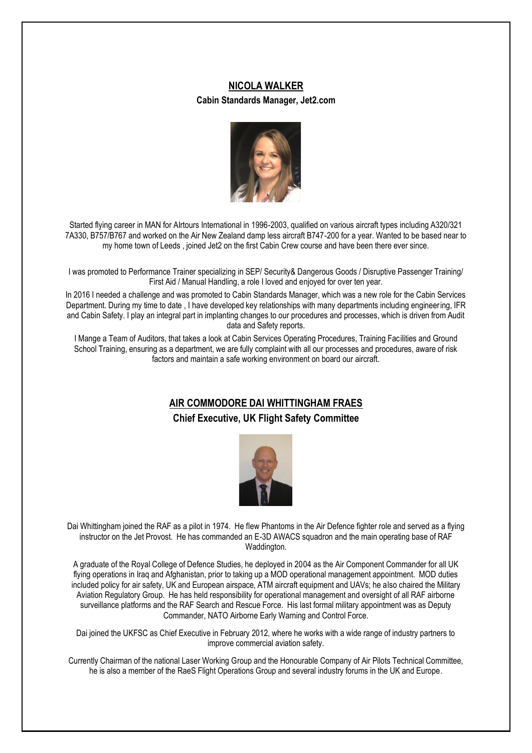## NICOLA WALKER

**Cabin Standards Manager, Jet2.com**

Started flying career in MAN for AIrtours International in 1996-2003, qualified on various aircraft types including A320/321 7A330, B757/B767 and worked on the Air New Zealand damp less aircraft B747-200 for a year. Wanted to be based near to my home town of Leeds , joined Jet2 on the first Cabin Crew course and have been there ever since.

I was promoted to Performance Trainer specializing in SEP/ Security& Dangerous Goods / Disruptive Passenger Training/ First Aid / Manual Handling, a role I loved and enjoyed for over ten year.

In 2016 I needed a challenge and was promoted to Cabin Standards Manager, which was a new role for the Cabin Services Department. During my time to date , I have developed key relationships with many departments including engineering, IFR and Cabin Safety. I play an integral part in implanting changes to our procedures and processes, which is driven from Audit data and Safety reports.

I Mange a Team of Auditors, that takes a look at Cabin Services Operating Procedures, Training Facilities and Ground School Training, ensuring as a department, we are fully complaint with all our processes and procedures, aware of risk factors and maintain a safe working environment on board our aircraft.

## AIR COMMODORE DAI WHITTINGHAM FRAES

**Chief Executive, UK Flight Safety Committee**

Dai Whittingham joined the RAF as a pilot in 1974. He flew Phantoms in the Air Defence fighter role and served as a flying instructor on the Jet Provost. He has commanded an E-3D AWACS squadron and the main operating base of RAF Waddington.

A graduate of the Royal College of Defence Studies, he deployed in 2004 as the Air Component Commander for all UK flying operations in Iraq and Afghanistan, prior to taking up a MOD operational management appointment. MOD duties included policy for air safety, UK and European airspace, ATM aircraft equipment and UAVs; he also chaired the Military Aviation Regulatory Group. He has held responsibility for operational management and oversight of all RAF airborne surveillance platforms and the RAF Search and Rescue Force. His last formal military appointment was as Deputy Commander, NATO Airborne Early Warning and Control Force.

Dai joined the UKFSC as Chief Executive in February 2012, where he works with a wide range of industry partners to improve commercial aviation safety.

Currently Chairman of the national Laser Working Group and the Honourable Company of Air Pilots Technical Committee, he is also a member of the RaeS Flight Operations Group and several industry forums in the UK and Europe.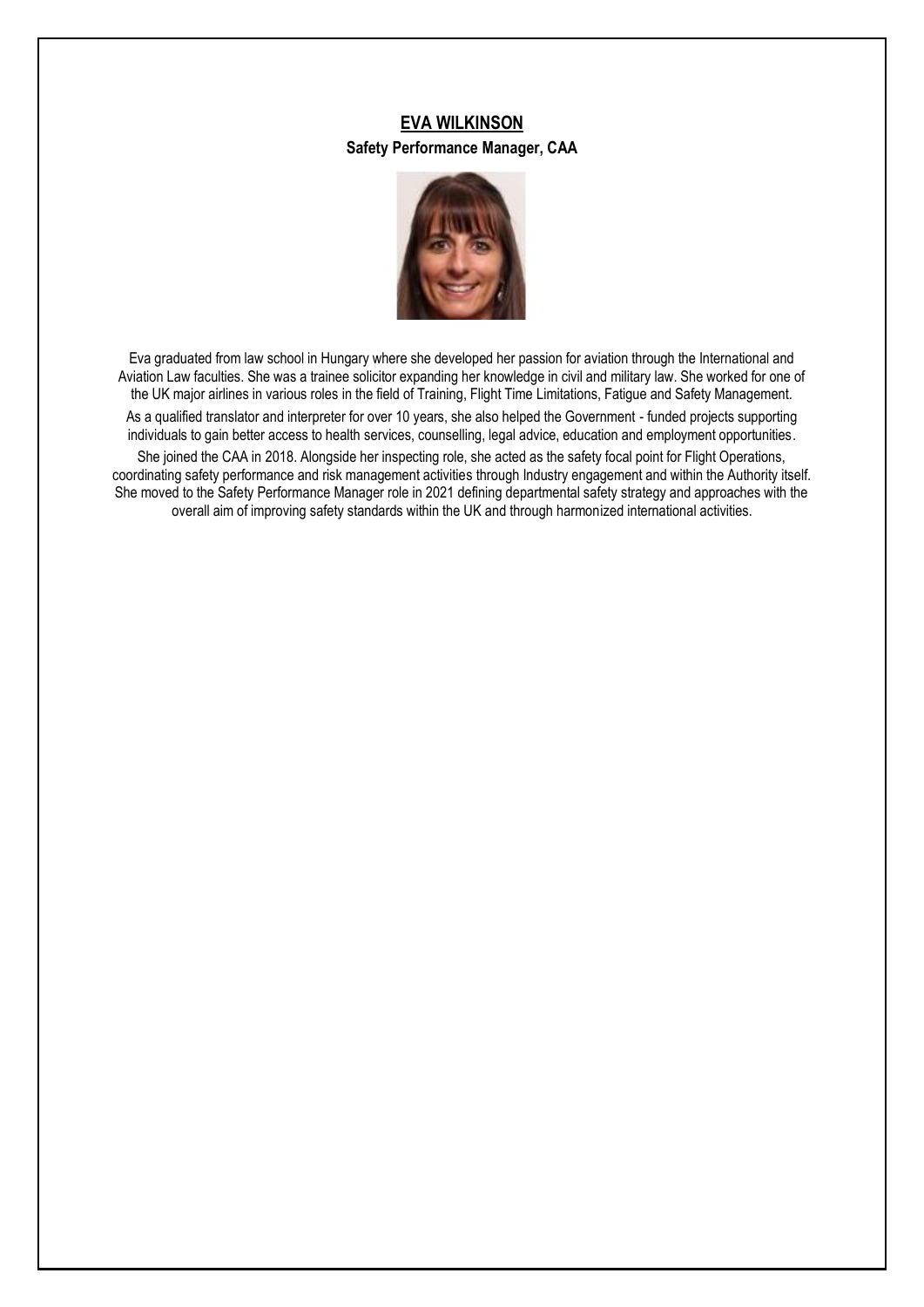# **EVA WILKINSON**

**Safety Performance Manager, CAA**

Eva graduated from law school in Hungary where she developed her passion for aviation through the International and Aviation Law faculties. She was a trainee solicitor expanding her knowledge in civil and military law. She worked for one of the UK major airlines in various roles in the field of Training, Flight Time Limitations, Fatigue and Safety Management.

As a qualified translator and interpreter for over 10 years, she also helped the Government - funded projects supporting individuals to gain better access to health services, counselling, legal advice, education and employment opportunities.

She joined the CAA in 2018. Alongside her inspecting role, she acted as the safety focal point for Flight Operations, coordinating safety performance and risk management activities through Industry engagement and within the Authority itself. She moved to the Safety Performance Manager role in 2021 defining departmental safety strategy and approaches with the overall aim of improving safety standards within the UK and through harmonized international activities.